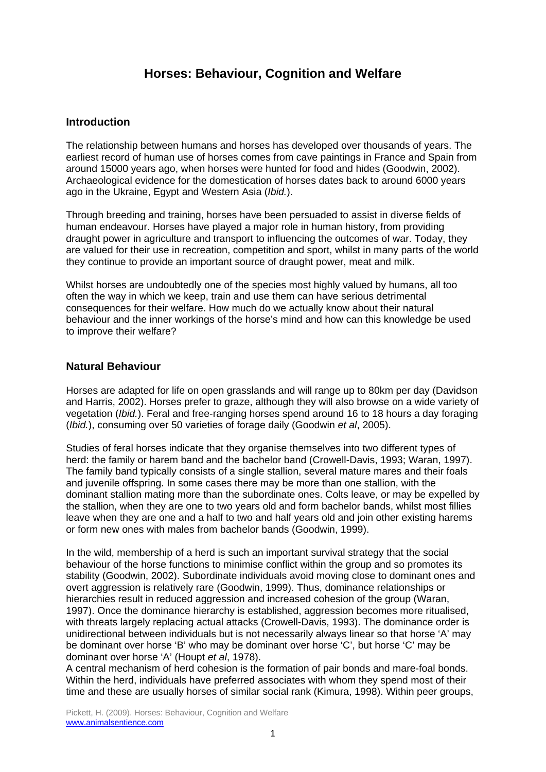# Horses: Behaviour, Cognition and Welfare

## Introduction

The relationship between humans and horses has developed over thousands of years. The earliest record of human use of horses comes from cave paintings in France and Spain from around 15000 years ago, when horses were hunted for food and hides (Goodwin, 2002). Archaeological evidence for the domestication of horses dates back to around 6000 years ago in the Ukraine, Egypt and Western Asia (*Ibid.*).

Through breeding and training, horses have been persuaded to assist in diverse fields of human endeavour. Horses have played a major role in human history, from providing draught power in agriculture and transport to influencing the outcomes of war. Today, they are valued for their use in recreation, competition and sport, whilst in many parts of the world they continue to provide an important source of draught power, meat and milk.

Whilst horses are undoubtedly one of the species most highly valued by humans, all too often the way in which we keep, train and use them can have serious detrimental consequences for their welfare. How much do we actually know about their natural behaviour and the inner workings of the horse's mind and how can this knowledge be used to improve their welfare?

## Natural Behaviour

Horses are adapted for life on open grasslands and will range up to 80km per day (Davidson and Harris, 2002). Horses prefer to graze, although they will also browse on a wide variety of vegetation (*Ibid.*). Feral and free-ranging horses spend around 16 to 18 hours a day foraging (*Ibid.*), consuming over 50 varieties of forage daily (Goodwin *et al*, 2005).

Studies of feral horses indicate that they organise themselves into two different types of herd: the family or harem band and the bachelor band (Crowell-Davis, 1993; Waran, 1997). The family band typically consists of a single stallion, several mature mares and their foals and juvenile offspring. In some cases there may be more than one stallion, with the dominant stallion mating more than the subordinate ones. Colts leave, or may be expelled by the stallion, when they are one to two years old and form bachelor bands, whilst most fillies leave when they are one and a half to two and half years old and join other existing harems or form new ones with males from bachelor bands (Goodwin, 1999).

In the wild, membership of a herd is such an important survival strategy that the social behaviour of the horse functions to minimise conflict within the group and so promotes its stability (Goodwin, 2002). Subordinate individuals avoid moving close to dominant ones and overt aggression is relatively rare (Goodwin, 1999). Thus, dominance relationships or hierarchies result in reduced aggression and increased cohesion of the group (Waran, 1997). Once the dominance hierarchy is established, aggression becomes more ritualised, with threats largely replacing actual attacks (Crowell-Davis, 1993). The dominance order is unidirectional between individuals but is not necessarily always linear so that horse 'A' may be dominant over horse 'B' who may be dominant over horse 'C', but horse 'C' may be dominant over horse 'A' (Houpt *et al*, 1978).

A central mechanism of herd cohesion is the formation of pair bonds and mare-foal bonds. Within the herd, individuals have preferred associates with whom they spend most of their time and these are usually horses of similar social rank (Kimura, 1998). Within peer groups,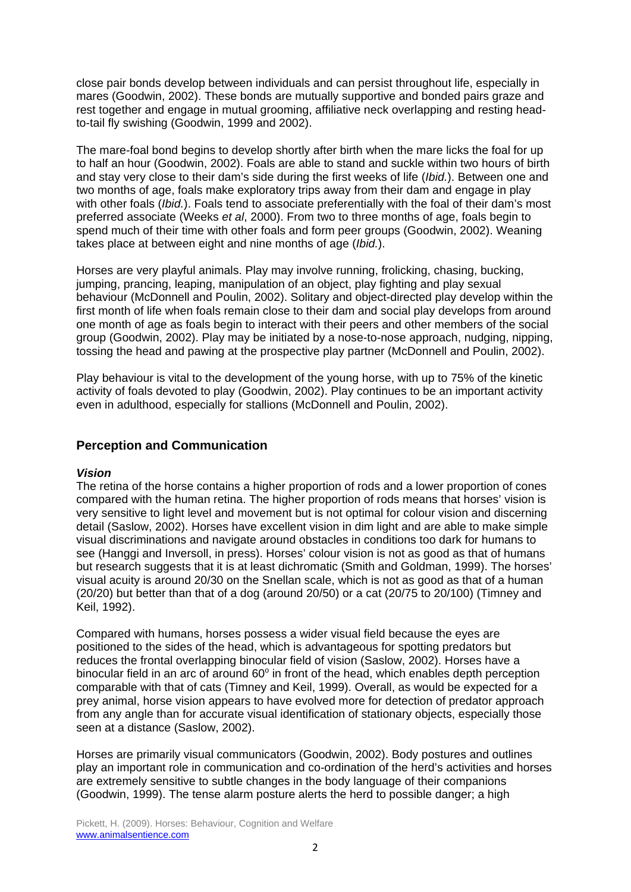close pair bonds develop between individuals and can persist throughout life, especially in mares (Goodwin, 2002). These bonds are mutually supportive and bonded pairs graze and rest together and engage in mutual grooming, affiliative neck overlapping and resting head-to-tail fly swishing (Goodwin, 1999 and 2002).

The mare-foal bond begins to develop shortly after birth when the mare licks the foal for up to half an hour (Goodwin, 2002). Foals are able to stand and suckle within two hours of birth and stay very close to their dam's side during the first weeks of life (*Ibid.*). Between one and two months of age, foals make exploratory trips away from their dam and engage in play with other foals (*Ibid.*). Foals tend to associate preferentially with the foal of their dam's most preferred associate (Weeks *et al*, 2000). From two to three months of age, foals begin to spend much of their time with other foals and form peer groups (Goodwin, 2002). Weaning takes place at between eight and nine months of age (*Ibid.*).

Horses are very playful animals. Play may involve running, frolicking, chasing, bucking, jumping, prancing, leaping, manipulation of an object, play fighting and play sexual behaviour (McDonnell and Poulin, 2002). Solitary and object-directed play develop within the first month of life when foals remain close to their dam and social play develops from around one month of age as foals begin to interact with their peers and other members of the social group (Goodwin, 2002). Play may be initiated by a nose-to-nose approach, nudging, nipping, tossing the head and pawing at the prospective play partner (McDonnell and Poulin, 2002).

Play behaviour is vital to the development of the young horse, with up to 75% of the kinetic activity of foals devoted to play (Goodwin, 2002). Play continues to be an important activity even in adulthood, especially for stallions (McDonnell and Poulin, 2002).

## Perception and Communication

### *Vision*

The retina of the horse contains a higher proportion of rods and a lower proportion of cones compared with the human retina. The higher proportion of rods means that horses' vision is very sensitive to light level and movement but is not optimal for colour vision and discerning detail (Saslow, 2002). Horses have excellent vision in dim light and are able to make simple visual discriminations and navigate around obstacles in conditions too dark for humans to see (Hanggi and Inversoll, in press). Horses' colour vision is not as good as that of humans but research suggests that it is at least dichromatic (Smith and Goldman, 1999). The horses' visual acuity is around 20/30 on the Snellan scale, which is not as good as that of a human (20/20) but better than that of a dog (around 20/50) or a cat (20/75 to 20/100) (Timney and Keil, 1992).

Compared with humans, horses possess a wider visual field because the eyes are positioned to the sides of the head, which is advantageous for spotting predators but reduces the frontal overlapping binocular field of vision (Saslow, 2002). Horses have a binocular field in an arc of around $60^{o}$ in front of the head, which enables depth perception comparable with that of cats (Timney and Keil, 1999). Overall, as would be expected for a prey animal, horse vision appears to have evolved more for detection of predator approach from any angle than for accurate visual identification of stationary objects, especially those seen at a distance (Saslow, 2002).

Horses are primarily visual communicators (Goodwin, 2002). Body postures and outlines play an important role in communication and co-ordination of the herd's activities and horses are extremely sensitive to subtle changes in the body language of their companions (Goodwin, 1999). The tense alarm posture alerts the herd to possible danger; a high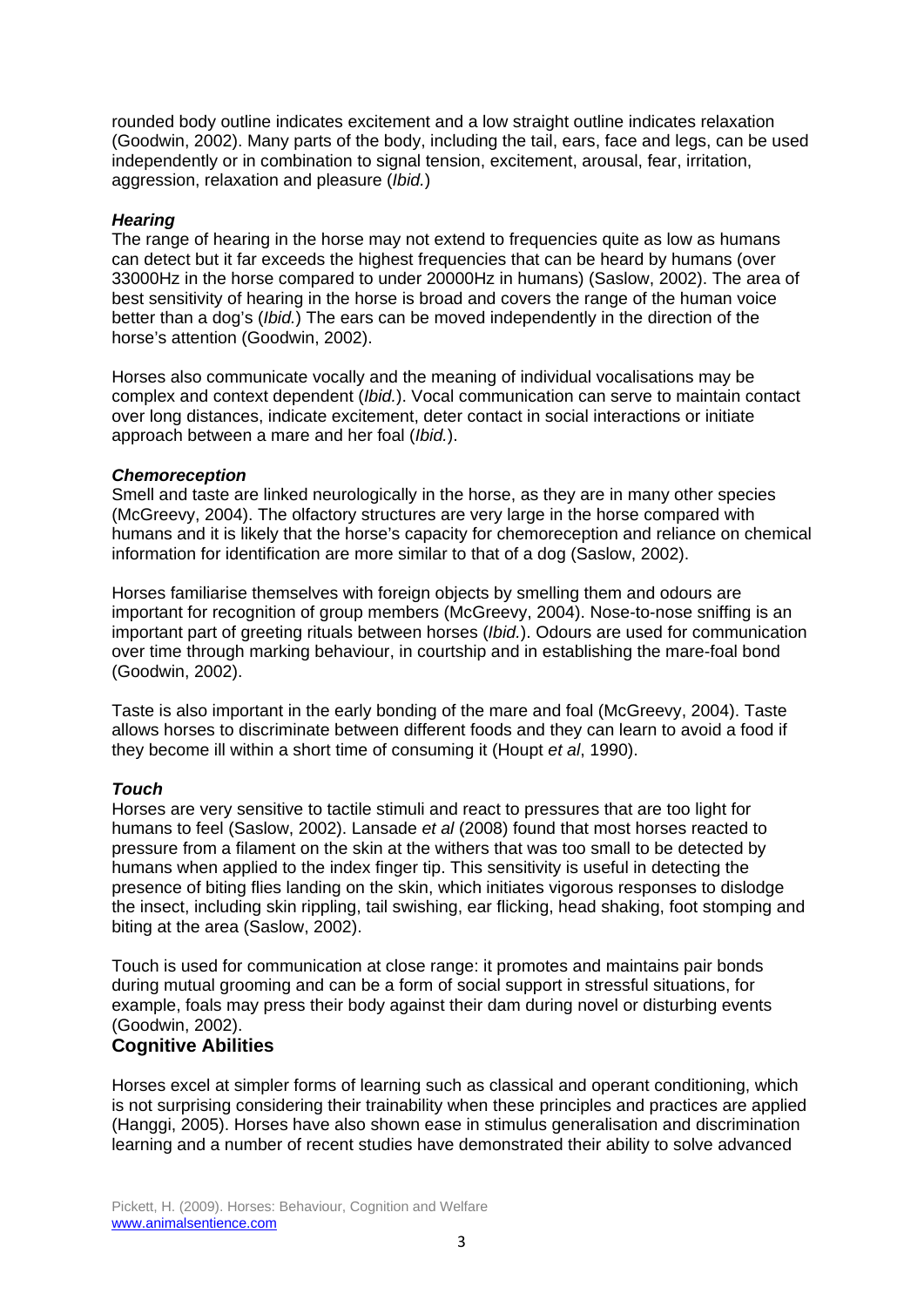rounded body outline indicates excitement and a low straight outline indicates relaxation (Goodwin, 2002). Many parts of the body, including the tail, ears, face and legs, can be used independently or in combination to signal tension, excitement, arousal, fear, irritation, aggression, relaxation and pleasure (*Ibid.*)

***Hearing***

The range of hearing in the horse may not extend to frequencies quite as low as humans can detect but it far exceeds the highest frequencies that can be heard by humans (over 33000Hz in the horse compared to under 20000Hz in humans) (Saslow, 2002). The area of best sensitivity of hearing in the horse is broad and covers the range of the human voice better than a dog's (*Ibid.*) The ears can be moved independently in the direction of the horse's attention (Goodwin, 2002).

Horses also communicate vocally and the meaning of individual vocalisations may be complex and context dependent (*Ibid.*). Vocal communication can serve to maintain contact over long distances, indicate excitement, deter contact in social interactions or initiate approach between a mare and her foal (*Ibid.*).

***Chemoreception***

Smell and taste are linked neurologically in the horse, as they are in many other species (McGreevy, 2004). The olfactory structures are very large in the horse compared with humans and it is likely that the horse's capacity for chemoreception and reliance on chemical information for identification are more similar to that of a dog (Saslow, 2002).

Horses familiarise themselves with foreign objects by smelling them and odours are important for recognition of group members (McGreevy, 2004). Nose-to-nose sniffing is an important part of greeting rituals between horses (*Ibid.*). Odours are used for communication over time through marking behaviour, in courtship and in establishing the mare-foal bond (Goodwin, 2002).

Taste is also important in the early bonding of the mare and foal (McGreevy, 2004). Taste allows horses to discriminate between different foods and they can learn to avoid a food if they become ill within a short time of consuming it (Houpt *et al*, 1990).

***Touch***

Horses are very sensitive to tactile stimuli and react to pressures that are too light for humans to feel (Saslow, 2002). Lansade *et al* (2008) found that most horses reacted to pressure from a filament on the skin at the withers that was too small to be detected by humans when applied to the index finger tip. This sensitivity is useful in detecting the presence of biting flies landing on the skin, which initiates vigorous responses to dislodge the insect, including skin rippling, tail swishing, ear flicking, head shaking, foot stomping and biting at the area (Saslow, 2002).

Touch is used for communication at close range: it promotes and maintains pair bonds during mutual grooming and can be a form of social support in stressful situations, for example, foals may press their body against their dam during novel or disturbing events (Goodwin, 2002).

## Cognitive Abilities

Horses excel at simpler forms of learning such as classical and operant conditioning, which is not surprising considering their trainability when these principles and practices are applied (Hanggi, 2005). Horses have also shown ease in stimulus generalisation and discrimination learning and a number of recent studies have demonstrated their ability to solve advanced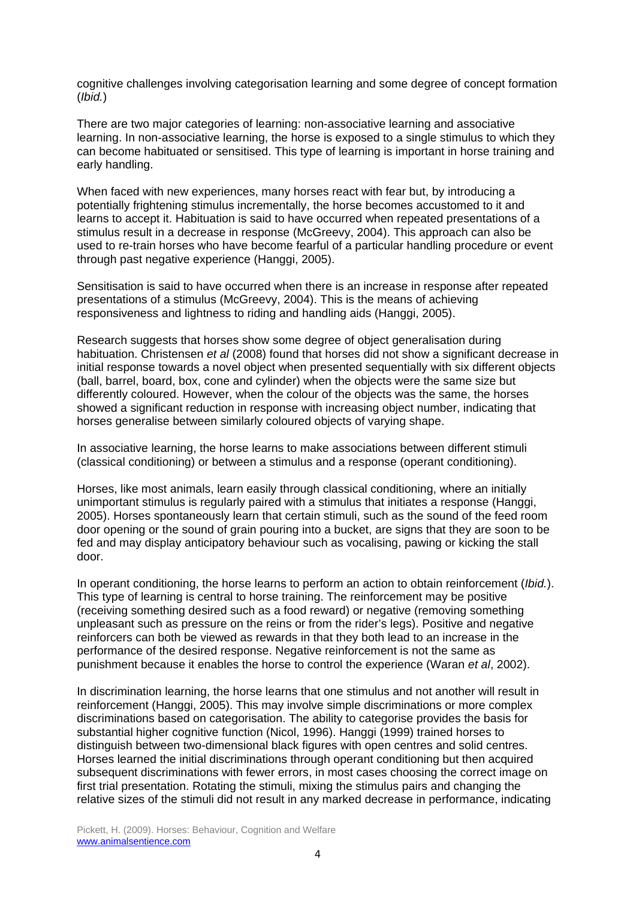cognitive challenges involving categorisation learning and some degree of concept formation (*Ibid.*)

There are two major categories of learning: non-associative learning and associative learning. In non-associative learning, the horse is exposed to a single stimulus to which they can become habituated or sensitised. This type of learning is important in horse training and early handling.

When faced with new experiences, many horses react with fear but, by introducing a potentially frightening stimulus incrementally, the horse becomes accustomed to it and learns to accept it. Habituation is said to have occurred when repeated presentations of a stimulus result in a decrease in response (McGreevy, 2004). This approach can also be used to re-train horses who have become fearful of a particular handling procedure or event through past negative experience (Hanggi, 2005).

Sensitisation is said to have occurred when there is an increase in response after repeated presentations of a stimulus (McGreevy, 2004). This is the means of achieving responsiveness and lightness to riding and handling aids (Hanggi, 2005).

Research suggests that horses show some degree of object generalisation during habituation. Christensen *et al* (2008) found that horses did not show a significant decrease in initial response towards a novel object when presented sequentially with six different objects (ball, barrel, board, box, cone and cylinder) when the objects were the same size but differently coloured. However, when the colour of the objects was the same, the horses showed a significant reduction in response with increasing object number, indicating that horses generalise between similarly coloured objects of varying shape.

In associative learning, the horse learns to make associations between different stimuli (classical conditioning) or between a stimulus and a response (operant conditioning).

Horses, like most animals, learn easily through classical conditioning, where an initially unimportant stimulus is regularly paired with a stimulus that initiates a response (Hanggi, 2005). Horses spontaneously learn that certain stimuli, such as the sound of the feed room door opening or the sound of grain pouring into a bucket, are signs that they are soon to be fed and may display anticipatory behaviour such as vocalising, pawing or kicking the stall door.

In operant conditioning, the horse learns to perform an action to obtain reinforcement (*Ibid.*). This type of learning is central to horse training. The reinforcement may be positive (receiving something desired such as a food reward) or negative (removing something unpleasant such as pressure on the reins or from the rider's legs). Positive and negative reinforcers can both be viewed as rewards in that they both lead to an increase in the performance of the desired response. Negative reinforcement is not the same as punishment because it enables the horse to control the experience (Waran *et al*, 2002).

In discrimination learning, the horse learns that one stimulus and not another will result in reinforcement (Hanggi, 2005). This may involve simple discriminations or more complex discriminations based on categorisation. The ability to categorise provides the basis for substantial higher cognitive function (Nicol, 1996). Hanggi (1999) trained horses to distinguish between two-dimensional black figures with open centres and solid centres. Horses learned the initial discriminations through operant conditioning but then acquired subsequent discriminations with fewer errors, in most cases choosing the correct image on first trial presentation. Rotating the stimuli, mixing the stimulus pairs and changing the relative sizes of the stimuli did not result in any marked decrease in performance, indicating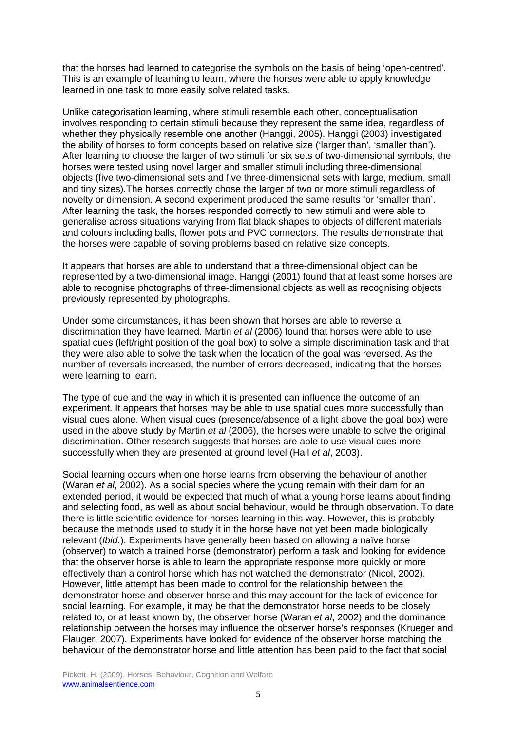that the horses had learned to categorise the symbols on the basis of being 'open-centred'. This is an example of learning to learn, where the horses were able to apply knowledge learned in one task to more easily solve related tasks.

Unlike categorisation learning, where stimuli resemble each other, conceptualisation involves responding to certain stimuli because they represent the same idea, regardless of whether they physically resemble one another (Hanggi, 2005). Hanggi (2003) investigated the ability of horses to form concepts based on relative size ('larger than', 'smaller than'). After learning to choose the larger of two stimuli for six sets of two-dimensional symbols, the horses were tested using novel larger and smaller stimuli including three-dimensional objects (five two-dimensional sets and five three-dimensional sets with large, medium, small and tiny sizes).The horses correctly chose the larger of two or more stimuli regardless of novelty or dimension. A second experiment produced the same results for 'smaller than'. After learning the task, the horses responded correctly to new stimuli and were able to generalise across situations varying from flat black shapes to objects of different materials and colours including balls, flower pots and PVC connectors. The results demonstrate that the horses were capable of solving problems based on relative size concepts.

It appears that horses are able to understand that a three-dimensional object can be represented by a two-dimensional image. Hanggi (2001) found that at least some horses are able to recognise photographs of three-dimensional objects as well as recognising objects previously represented by photographs.

Under some circumstances, it has been shown that horses are able to reverse a discrimination they have learned. Martin *et al* (2006) found that horses were able to use spatial cues (left/right position of the goal box) to solve a simple discrimination task and that they were also able to solve the task when the location of the goal was reversed. As the number of reversals increased, the number of errors decreased, indicating that the horses were learning to learn.

The type of cue and the way in which it is presented can influence the outcome of an experiment. It appears that horses may be able to use spatial cues more successfully than visual cues alone. When visual cues (presence/absence of a light above the goal box) were used in the above study by Martin *et al* (2006), the horses were unable to solve the original discrimination. Other research suggests that horses are able to use visual cues more successfully when they are presented at ground level (Hall *et al*, 2003).

Social learning occurs when one horse learns from observing the behaviour of another (Waran *et al*, 2002). As a social species where the young remain with their dam for an extended period, it would be expected that much of what a young horse learns about finding and selecting food, as well as about social behaviour, would be through observation. To date there is little scientific evidence for horses learning in this way. However, this is probably because the methods used to study it in the horse have not yet been made biologically relevant (*Ibid.*). Experiments have generally been based on allowing a naïve horse (observer) to watch a trained horse (demonstrator) perform a task and looking for evidence that the observer horse is able to learn the appropriate response more quickly or more effectively than a control horse which has not watched the demonstrator (Nicol, 2002). However, little attempt has been made to control for the relationship between the demonstrator horse and observer horse and this may account for the lack of evidence for social learning. For example, it may be that the demonstrator horse needs to be closely related to, or at least known by, the observer horse (Waran *et al*, 2002) and the dominance relationship between the horses may influence the observer horse's responses (Krueger and Flauger, 2007). Experiments have looked for evidence of the observer horse matching the behaviour of the demonstrator horse and little attention has been paid to the fact that social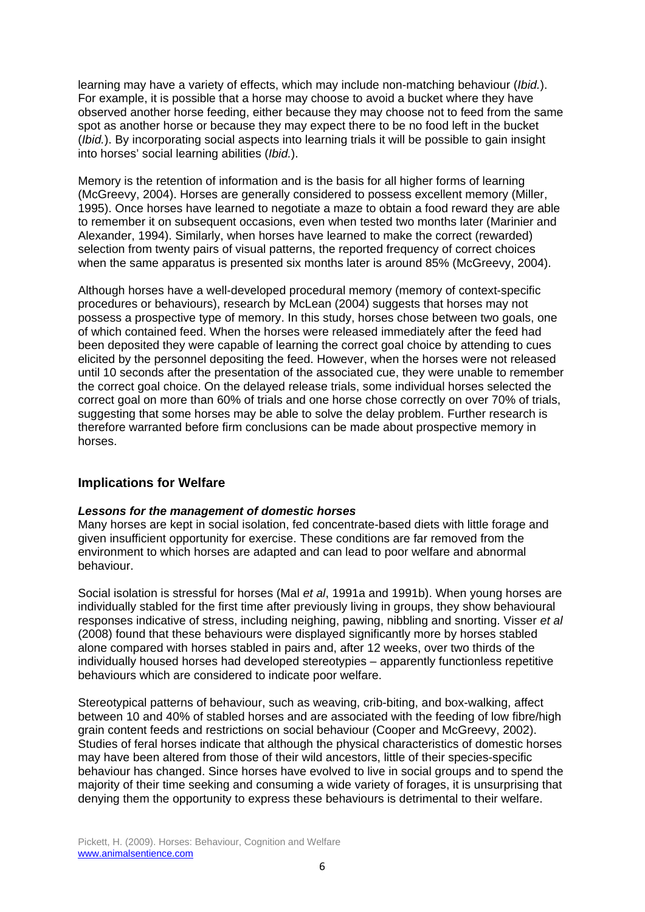learning may have a variety of effects, which may include non-matching behaviour (*Ibid.*). For example, it is possible that a horse may choose to avoid a bucket where they have observed another horse feeding, either because they may choose not to feed from the same spot as another horse or because they may expect there to be no food left in the bucket (*Ibid.*). By incorporating social aspects into learning trials it will be possible to gain insight into horses' social learning abilities (*Ibid.*).

Memory is the retention of information and is the basis for all higher forms of learning (McGreevy, 2004). Horses are generally considered to possess excellent memory (Miller, 1995). Once horses have learned to negotiate a maze to obtain a food reward they are able to remember it on subsequent occasions, even when tested two months later (Marinier and Alexander, 1994). Similarly, when horses have learned to make the correct (rewarded) selection from twenty pairs of visual patterns, the reported frequency of correct choices when the same apparatus is presented six months later is around 85% (McGreevy, 2004).

Although horses have a well-developed procedural memory (memory of context-specific procedures or behaviours), research by McLean (2004) suggests that horses may not possess a prospective type of memory. In this study, horses chose between two goals, one of which contained feed. When the horses were released immediately after the feed had been deposited they were capable of learning the correct goal choice by attending to cues elicited by the personnel depositing the feed. However, when the horses were not released until 10 seconds after the presentation of the associated cue, they were unable to remember the correct goal choice. On the delayed release trials, some individual horses selected the correct goal on more than 60% of trials and one horse chose correctly on over 70% of trials, suggesting that some horses may be able to solve the delay problem. Further research is therefore warranted before firm conclusions can be made about prospective memory in horses.

## Implications for Welfare

***Lessons for the management of domestic horses***

Many horses are kept in social isolation, fed concentrate-based diets with little forage and given insufficient opportunity for exercise. These conditions are far removed from the environment to which horses are adapted and can lead to poor welfare and abnormal behaviour.

Social isolation is stressful for horses (Mal *et al*, 1991a and 1991b). When young horses are individually stabled for the first time after previously living in groups, they show behavioural responses indicative of stress, including neighing, pawing, nibbling and snorting. Visser *et al* (2008) found that these behaviours were displayed significantly more by horses stabled alone compared with horses stabled in pairs and, after 12 weeks, over two thirds of the individually housed horses had developed stereotypies – apparently functionless repetitive behaviours which are considered to indicate poor welfare.

Stereotypical patterns of behaviour, such as weaving, crib-biting, and box-walking, affect between 10 and 40% of stabled horses and are associated with the feeding of low fibre/high grain content feeds and restrictions on social behaviour (Cooper and McGreevy, 2002). Studies of feral horses indicate that although the physical characteristics of domestic horses may have been altered from those of their wild ancestors, little of their species-specific behaviour has changed. Since horses have evolved to live in social groups and to spend the majority of their time seeking and consuming a wide variety of forages, it is unsurprising that denying them the opportunity to express these behaviours is detrimental to their welfare.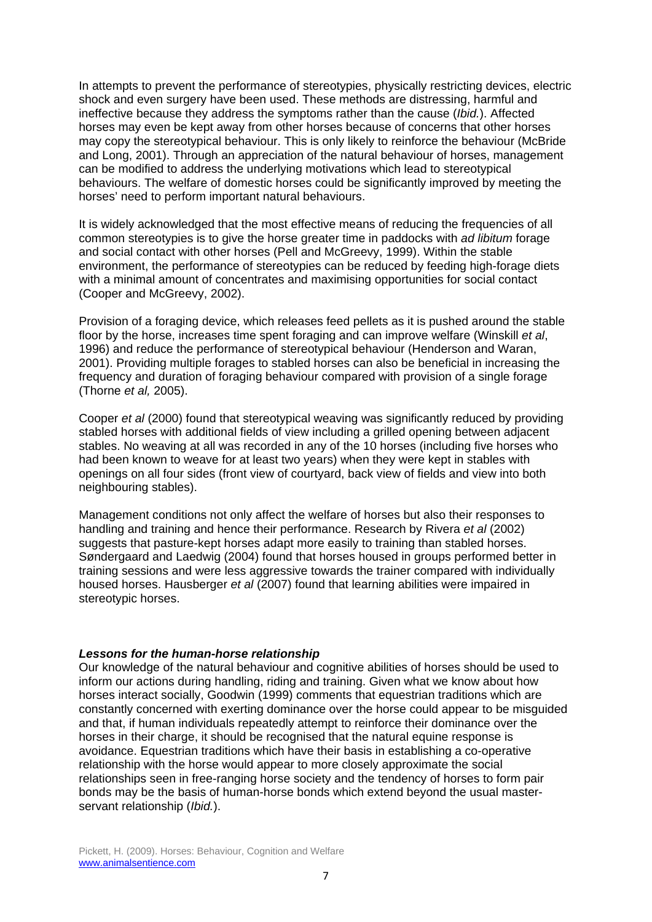In attempts to prevent the performance of stereotypies, physically restricting devices, electric shock and even surgery have been used. These methods are distressing, harmful and ineffective because they address the symptoms rather than the cause (*Ibid.*). Affected horses may even be kept away from other horses because of concerns that other horses may copy the stereotypical behaviour. This is only likely to reinforce the behaviour (McBride and Long, 2001). Through an appreciation of the natural behaviour of horses, management can be modified to address the underlying motivations which lead to stereotypical behaviours. The welfare of domestic horses could be significantly improved by meeting the horses' need to perform important natural behaviours.

It is widely acknowledged that the most effective means of reducing the frequencies of all common stereotypies is to give the horse greater time in paddocks with *ad libitum* forage and social contact with other horses (Pell and McGreevy, 1999). Within the stable environment, the performance of stereotypies can be reduced by feeding high-forage diets with a minimal amount of concentrates and maximising opportunities for social contact (Cooper and McGreevy, 2002).

Provision of a foraging device, which releases feed pellets as it is pushed around the stable floor by the horse, increases time spent foraging and can improve welfare (Winskill *et al*, 1996) and reduce the performance of stereotypical behaviour (Henderson and Waran, 2001). Providing multiple forages to stabled horses can also be beneficial in increasing the frequency and duration of foraging behaviour compared with provision of a single forage (Thorne *et al,* 2005).

Cooper *et al* (2000) found that stereotypical weaving was significantly reduced by providing stabled horses with additional fields of view including a grilled opening between adjacent stables. No weaving at all was recorded in any of the 10 horses (including five horses who had been known to weave for at least two years) when they were kept in stables with openings on all four sides (front view of courtyard, back view of fields and view into both neighbouring stables).

Management conditions not only affect the welfare of horses but also their responses to handling and training and hence their performance. Research by Rivera *et al* (2002) suggests that pasture-kept horses adapt more easily to training than stabled horses. Søndergaard and Laedwig (2004) found that horses housed in groups performed better in training sessions and were less aggressive towards the trainer compared with individually housed horses. Hausberger *et al* (2007) found that learning abilities were impaired in stereotypic horses.

### ***Lessons for the human-horse relationship***

Our knowledge of the natural behaviour and cognitive abilities of horses should be used to inform our actions during handling, riding and training. Given what we know about how horses interact socially, Goodwin (1999) comments that equestrian traditions which are constantly concerned with exerting dominance over the horse could appear to be misguided and that, if human individuals repeatedly attempt to reinforce their dominance over the horses in their charge, it should be recognised that the natural equine response is avoidance. Equestrian traditions which have their basis in establishing a co-operative relationship with the horse would appear to more closely approximate the social relationships seen in free-ranging horse society and the tendency of horses to form pair bonds may be the basis of human-horse bonds which extend beyond the usual master-servant relationship (*Ibid.*).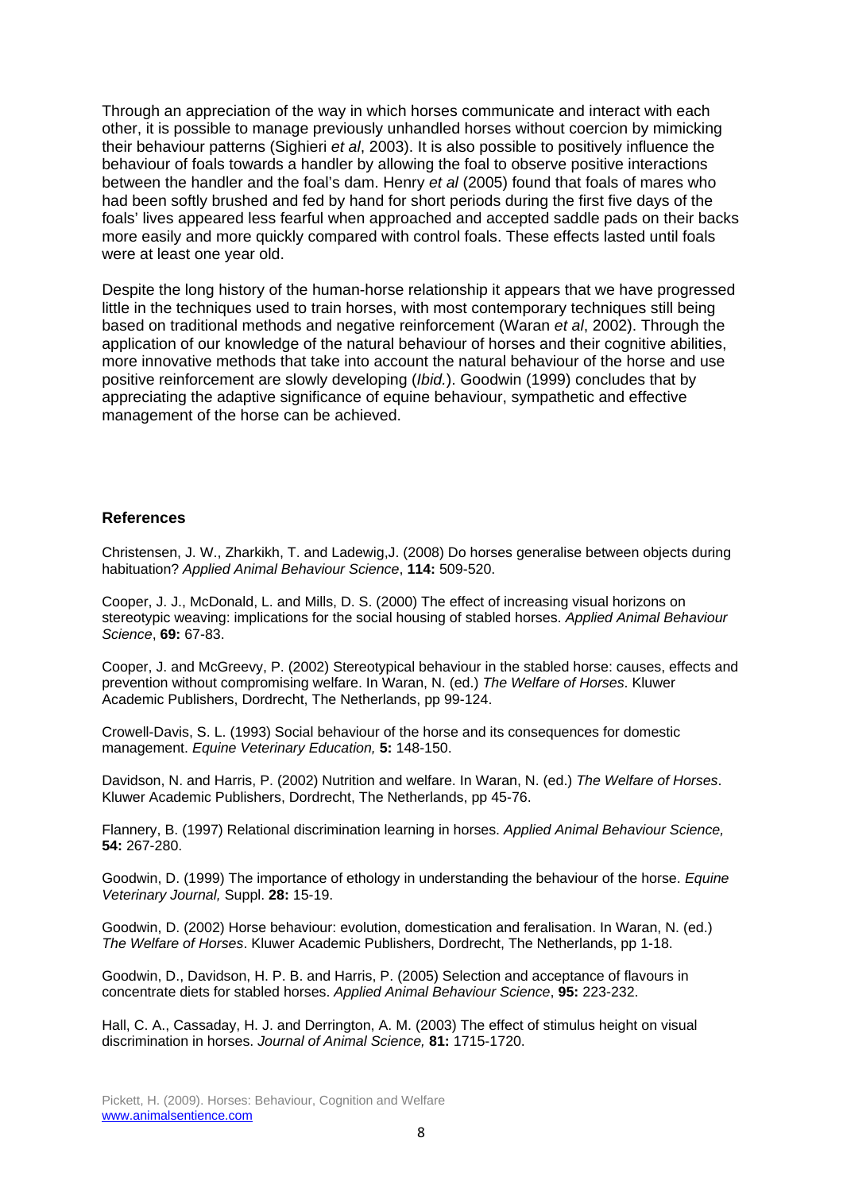Through an appreciation of the way in which horses communicate and interact with each other, it is possible to manage previously unhandled horses without coercion by mimicking their behaviour patterns (Sighieri *et al*, 2003). It is also possible to positively influence the behaviour of foals towards a handler by allowing the foal to observe positive interactions between the handler and the foal's dam. Henry *et al* (2005) found that foals of mares who had been softly brushed and fed by hand for short periods during the first five days of the foals' lives appeared less fearful when approached and accepted saddle pads on their backs more easily and more quickly compared with control foals. These effects lasted until foals were at least one year old.

Despite the long history of the human-horse relationship it appears that we have progressed little in the techniques used to train horses, with most contemporary techniques still being based on traditional methods and negative reinforcement (Waran *et al*, 2002). Through the application of our knowledge of the natural behaviour of horses and their cognitive abilities, more innovative methods that take into account the natural behaviour of the horse and use positive reinforcement are slowly developing (*Ibid.*). Goodwin (1999) concludes that by appreciating the adaptive significance of equine behaviour, sympathetic and effective management of the horse can be achieved.

## References

Christensen, J. W., Zharkikh, T. and Ladewig,J. (2008) Do horses generalise between objects during habituation? *Applied Animal Behaviour Science*, **114:** 509-520.

Cooper, J. J., McDonald, L. and Mills, D. S. (2000) The effect of increasing visual horizons on stereotypic weaving: implications for the social housing of stabled horses. *Applied Animal Behaviour Science*, **69:** 67-83.

Cooper, J. and McGreevy, P. (2002) Stereotypical behaviour in the stabled horse: causes, effects and prevention without compromising welfare. In Waran, N. (ed.) *The Welfare of Horses*. Kluwer Academic Publishers, Dordrecht, The Netherlands, pp 99-124.

Crowell-Davis, S. L. (1993) Social behaviour of the horse and its consequences for domestic management. *Equine Veterinary Education,* **5:** 148-150.

Davidson, N. and Harris, P. (2002) Nutrition and welfare. In Waran, N. (ed.) *The Welfare of Horses*. Kluwer Academic Publishers, Dordrecht, The Netherlands, pp 45-76.

Flannery, B. (1997) Relational discrimination learning in horses. *Applied Animal Behaviour Science,* **54:** 267-280.

Goodwin, D. (1999) The importance of ethology in understanding the behaviour of the horse. *Equine Veterinary Journal,* Suppl. **28:** 15-19.

Goodwin, D. (2002) Horse behaviour: evolution, domestication and feralisation. In Waran, N. (ed.) *The Welfare of Horses*. Kluwer Academic Publishers, Dordrecht, The Netherlands, pp 1-18.

Goodwin, D., Davidson, H. P. B. and Harris, P. (2005) Selection and acceptance of flavours in concentrate diets for stabled horses. *Applied Animal Behaviour Science*, **95:** 223-232.

Hall, C. A., Cassaday, H. J. and Derrington, A. M. (2003) The effect of stimulus height on visual discrimination in horses. *Journal of Animal Science,* **81:** 1715-1720.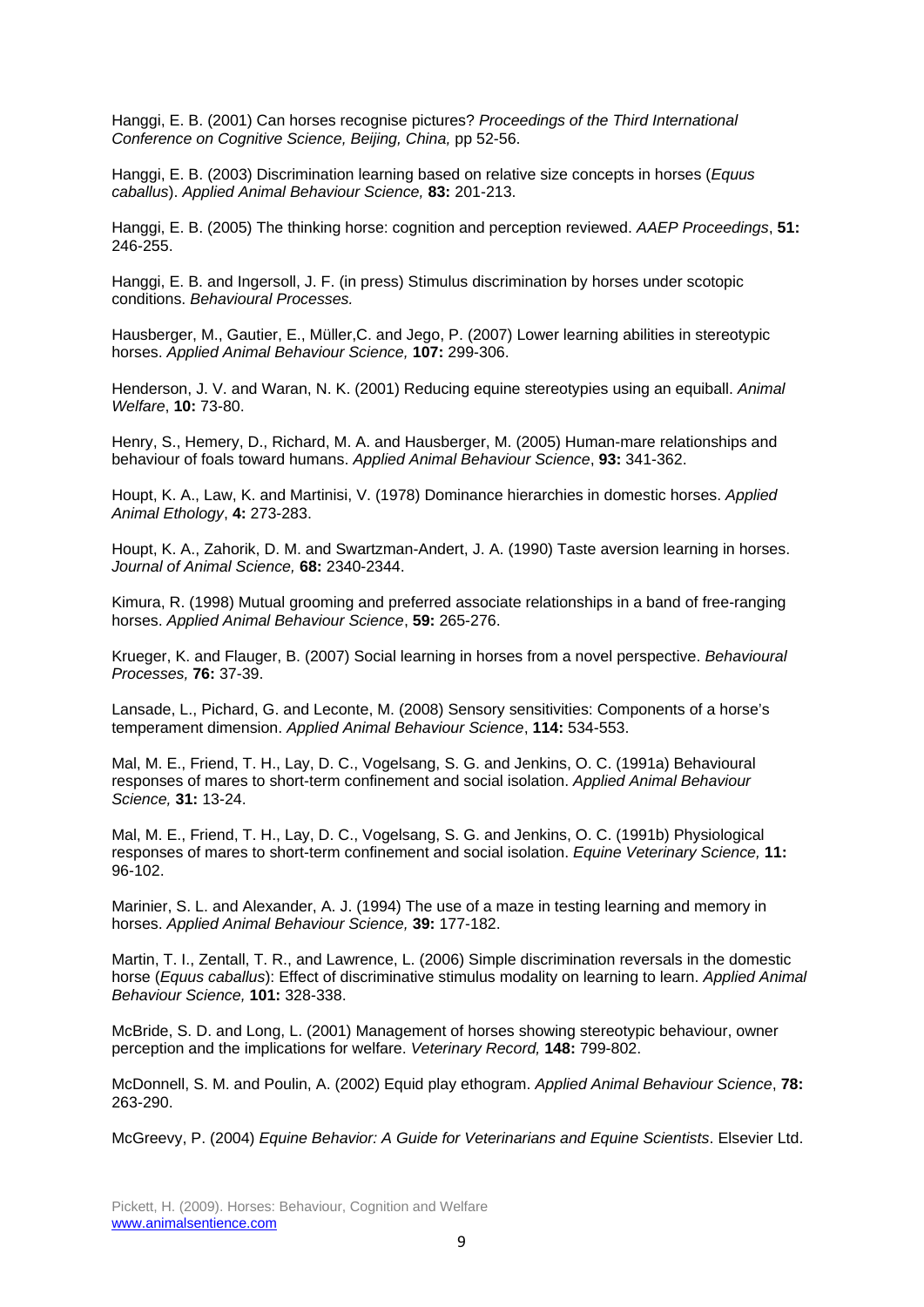Hanggi, E. B. (2001) Can horses recognise pictures? *Proceedings of the Third International Conference on Cognitive Science, Beijing, China,* pp 52-56.

Hanggi, E. B. (2003) Discrimination learning based on relative size concepts in horses (*Equus caballus*). *Applied Animal Behaviour Science,* **83:** 201-213.

Hanggi, E. B. (2005) The thinking horse: cognition and perception reviewed. *AAEP Proceedings*, **51:** 246-255.

Hanggi, E. B. and Ingersoll, J. F. (in press) Stimulus discrimination by horses under scotopic conditions. *Behavioural Processes.*

Hausberger, M., Gautier, E., Müller,C. and Jego, P. (2007) Lower learning abilities in stereotypic horses. *Applied Animal Behaviour Science,* **107:** 299-306.

Henderson, J. V. and Waran, N. K. (2001) Reducing equine stereotypies using an equiball. *Animal Welfare*, **10:** 73-80.

Henry, S., Hemery, D., Richard, M. A. and Hausberger, M. (2005) Human-mare relationships and behaviour of foals toward humans. *Applied Animal Behaviour Science*, **93:** 341-362.

Houpt, K. A., Law, K. and Martinisi, V. (1978) Dominance hierarchies in domestic horses. *Applied Animal Ethology*, **4:** 273-283.

Houpt, K. A., Zahorik, D. M. and Swartzman-Andert, J. A. (1990) Taste aversion learning in horses. *Journal of Animal Science,* **68:** 2340-2344.

Kimura, R. (1998) Mutual grooming and preferred associate relationships in a band of free-ranging horses. *Applied Animal Behaviour Science*, **59:** 265-276.

Krueger, K. and Flauger, B. (2007) Social learning in horses from a novel perspective. *Behavioural Processes,* **76:** 37-39.

Lansade, L., Pichard, G. and Leconte, M. (2008) Sensory sensitivities: Components of a horse's temperament dimension. *Applied Animal Behaviour Science*, **114:** 534-553.

Mal, M. E., Friend, T. H., Lay, D. C., Vogelsang, S. G. and Jenkins, O. C. (1991a) Behavioural responses of mares to short-term confinement and social isolation. *Applied Animal Behaviour Science,* **31:** 13-24.

Mal, M. E., Friend, T. H., Lay, D. C., Vogelsang, S. G. and Jenkins, O. C. (1991b) Physiological responses of mares to short-term confinement and social isolation. *Equine Veterinary Science,* **11:** 96-102.

Marinier, S. L. and Alexander, A. J. (1994) The use of a maze in testing learning and memory in horses. *Applied Animal Behaviour Science,* **39:** 177-182.

Martin, T. I., Zentall, T. R., and Lawrence, L. (2006) Simple discrimination reversals in the domestic horse (*Equus caballus*): Effect of discriminative stimulus modality on learning to learn. *Applied Animal Behaviour Science,* **101:** 328-338.

McBride, S. D. and Long, L. (2001) Management of horses showing stereotypic behaviour, owner perception and the implications for welfare. *Veterinary Record,* **148:** 799-802.

McDonnell, S. M. and Poulin, A. (2002) Equid play ethogram. *Applied Animal Behaviour Science*, **78:** 263-290.

McGreevy, P. (2004) *Equine Behavior: A Guide for Veterinarians and Equine Scientists*. Elsevier Ltd.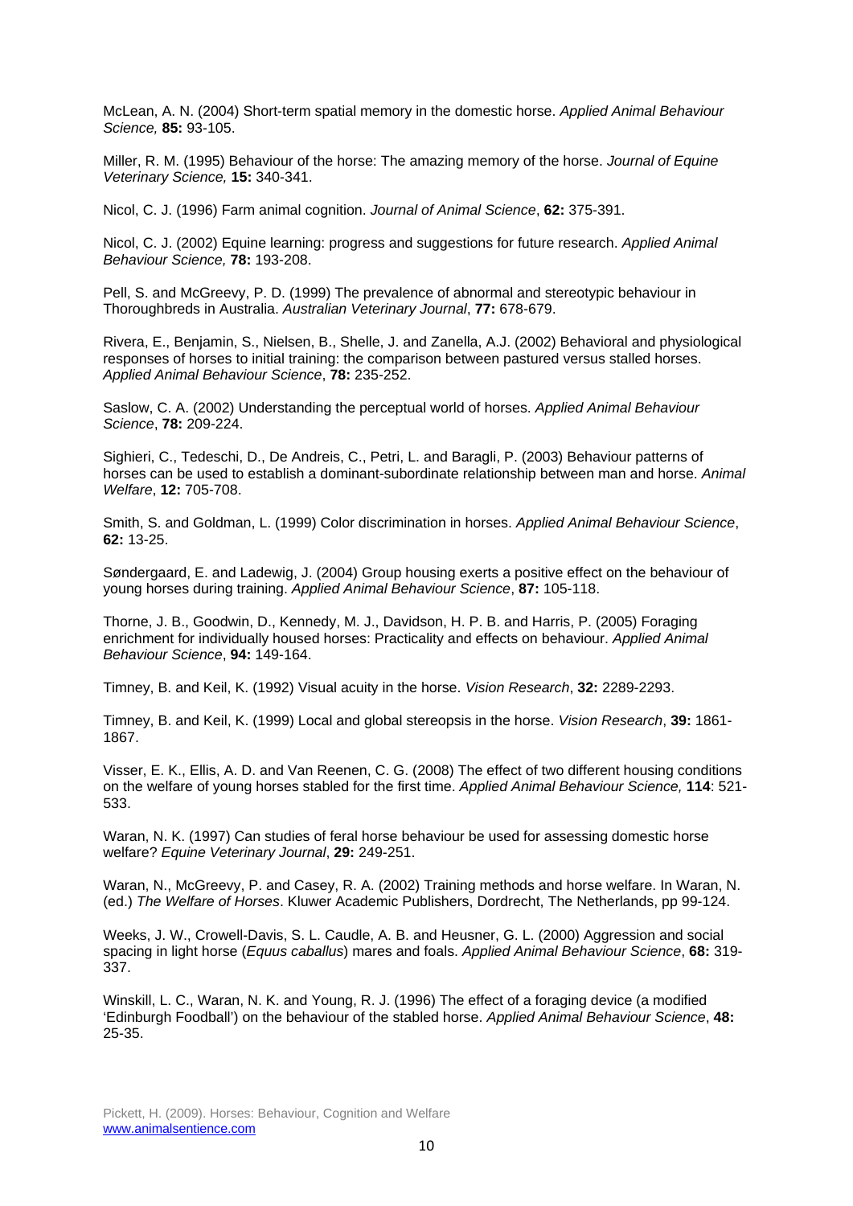McLean, A. N. (2004) Short-term spatial memory in the domestic horse. *Applied Animal Behaviour Science,* **85:** 93-105.

Miller, R. M. (1995) Behaviour of the horse: The amazing memory of the horse. *Journal of Equine Veterinary Science,* **15:** 340-341.

Nicol, C. J. (1996) Farm animal cognition. *Journal of Animal Science*, **62:** 375-391.

Nicol, C. J. (2002) Equine learning: progress and suggestions for future research. *Applied Animal Behaviour Science,* **78:** 193-208.

Pell, S. and McGreevy, P. D. (1999) The prevalence of abnormal and stereotypic behaviour in Thoroughbreds in Australia. *Australian Veterinary Journal*, **77:** 678-679.

Rivera, E., Benjamin, S., Nielsen, B., Shelle, J. and Zanella, A.J. (2002) Behavioral and physiological responses of horses to initial training: the comparison between pastured versus stalled horses. *Applied Animal Behaviour Science*, **78:** 235-252.

Saslow, C. A. (2002) Understanding the perceptual world of horses. *Applied Animal Behaviour Science*, **78:** 209-224.

Sighieri, C., Tedeschi, D., De Andreis, C., Petri, L. and Baragli, P. (2003) Behaviour patterns of horses can be used to establish a dominant-subordinate relationship between man and horse. *Animal Welfare*, **12:** 705-708.

Smith, S. and Goldman, L. (1999) Color discrimination in horses. *Applied Animal Behaviour Science*, **62:** 13-25.

Søndergaard, E. and Ladewig, J. (2004) Group housing exerts a positive effect on the behaviour of young horses during training. *Applied Animal Behaviour Science*, **87:** 105-118.

Thorne, J. B., Goodwin, D., Kennedy, M. J., Davidson, H. P. B. and Harris, P. (2005) Foraging enrichment for individually housed horses: Practicality and effects on behaviour. *Applied Animal Behaviour Science*, **94:** 149-164.

Timney, B. and Keil, K. (1992) Visual acuity in the horse. *Vision Research*, **32:** 2289-2293.

Timney, B. and Keil, K. (1999) Local and global stereopsis in the horse. *Vision Research*, **39:** 1861-1867.

Visser, E. K., Ellis, A. D. and Van Reenen, C. G. (2008) The effect of two different housing conditions on the welfare of young horses stabled for the first time. *Applied Animal Behaviour Science,* **114**: 521-533.

Waran, N. K. (1997) Can studies of feral horse behaviour be used for assessing domestic horse welfare? *Equine Veterinary Journal*, **29:** 249-251.

Waran, N., McGreevy, P. and Casey, R. A. (2002) Training methods and horse welfare. In Waran, N. (ed.) *The Welfare of Horses*. Kluwer Academic Publishers, Dordrecht, The Netherlands, pp 99-124.

Weeks, J. W., Crowell-Davis, S. L. Caudle, A. B. and Heusner, G. L. (2000) Aggression and social spacing in light horse (*Equus caballus*) mares and foals. *Applied Animal Behaviour Science*, **68:** 319-337.

Winskill, L. C., Waran, N. K. and Young, R. J. (1996) The effect of a foraging device (a modified 'Edinburgh Foodball') on the behaviour of the stabled horse. *Applied Animal Behaviour Science*, **48:** 25-35.